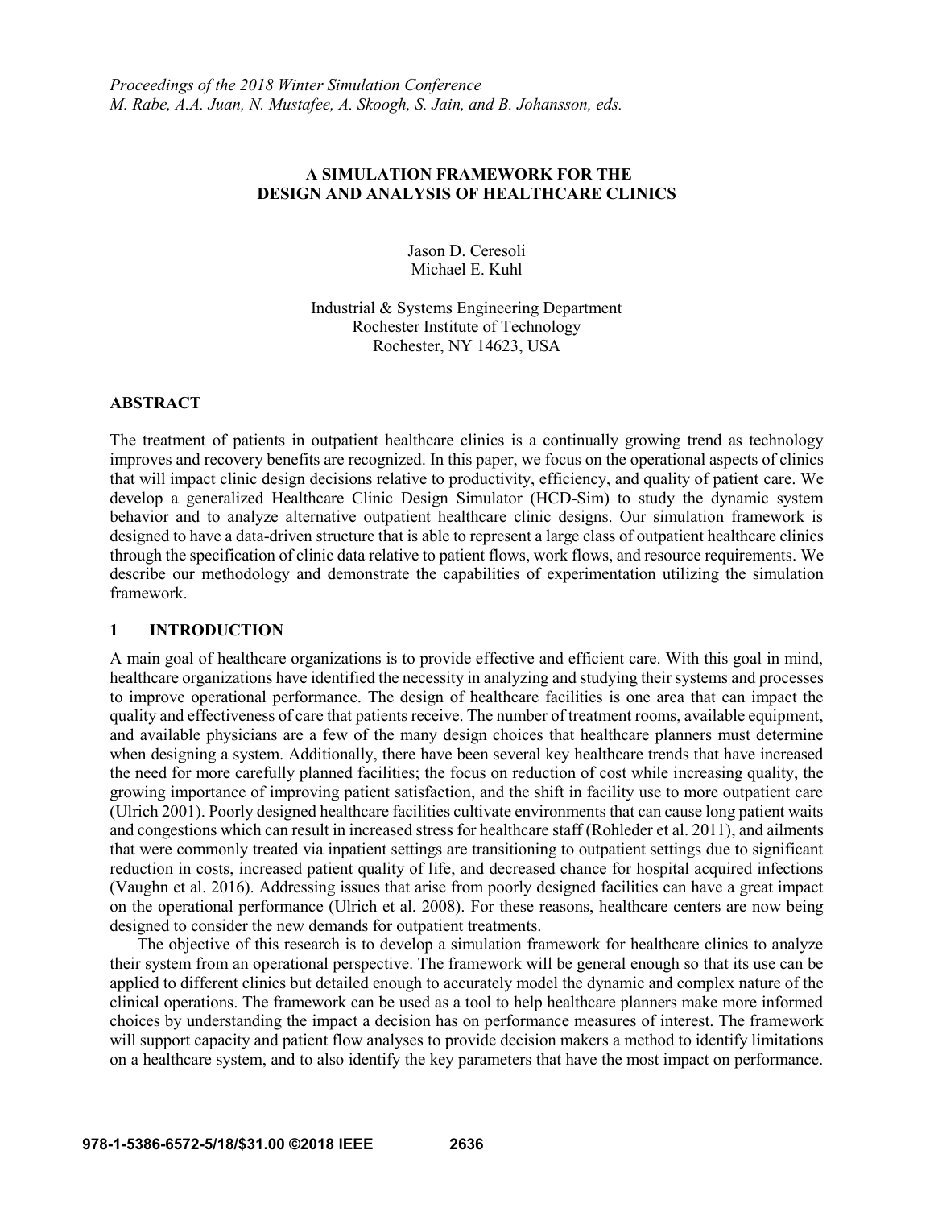*Proceedings of the 2018 Winter Simulation Conference*
*M. Rabe, A.A. Juan, N. Mustafee, A. Skoogh, S. Jain, and B. Johansson, eds.*

# A SIMULATION FRAMEWORK FOR THE DESIGN AND ANALYSIS OF HEALTHCARE CLINICS

Jason D. Ceresoli
Michael E. Kuhl

Industrial & Systems Engineering Department
Rochester Institute of Technology
Rochester, NY 14623, USA

## ABSTRACT

The treatment of patients in outpatient healthcare clinics is a continually growing trend as technology improves and recovery benefits are recognized. In this paper, we focus on the operational aspects of clinics that will impact clinic design decisions relative to productivity, efficiency, and quality of patient care. We develop a generalized Healthcare Clinic Design Simulator (HCD-Sim) to study the dynamic system behavior and to analyze alternative outpatient healthcare clinic designs. Our simulation framework is designed to have a data-driven structure that is able to represent a large class of outpatient healthcare clinics through the specification of clinic data relative to patient flows, work flows, and resource requirements. We describe our methodology and demonstrate the capabilities of experimentation utilizing the simulation framework.

## 1 INTRODUCTION

A main goal of healthcare organizations is to provide effective and efficient care. With this goal in mind, healthcare organizations have identified the necessity in analyzing and studying their systems and processes to improve operational performance. The design of healthcare facilities is one area that can impact the quality and effectiveness of care that patients receive. The number of treatment rooms, available equipment, and available physicians are a few of the many design choices that healthcare planners must determine when designing a system. Additionally, there have been several key healthcare trends that have increased the need for more carefully planned facilities; the focus on reduction of cost while increasing quality, the growing importance of improving patient satisfaction, and the shift in facility use to more outpatient care (Ulrich 2001). Poorly designed healthcare facilities cultivate environments that can cause long patient waits and congestions which can result in increased stress for healthcare staff (Rohleder et al. 2011), and ailments that were commonly treated via inpatient settings are transitioning to outpatient settings due to significant reduction in costs, increased patient quality of life, and decreased chance for hospital acquired infections (Vaughn et al. 2016). Addressing issues that arise from poorly designed facilities can have a great impact on the operational performance (Ulrich et al. 2008). For these reasons, healthcare centers are now being designed to consider the new demands for outpatient treatments.

The objective of this research is to develop a simulation framework for healthcare clinics to analyze their system from an operational perspective. The framework will be general enough so that its use can be applied to different clinics but detailed enough to accurately model the dynamic and complex nature of the clinical operations. The framework can be used as a tool to help healthcare planners make more informed choices by understanding the impact a decision has on performance measures of interest. The framework will support capacity and patient flow analyses to provide decision makers a method to identify limitations on a healthcare system, and to also identify the key parameters that have the most impact on performance.

978-1-5386-6572-5/18/$31.00 ©2018 IEEE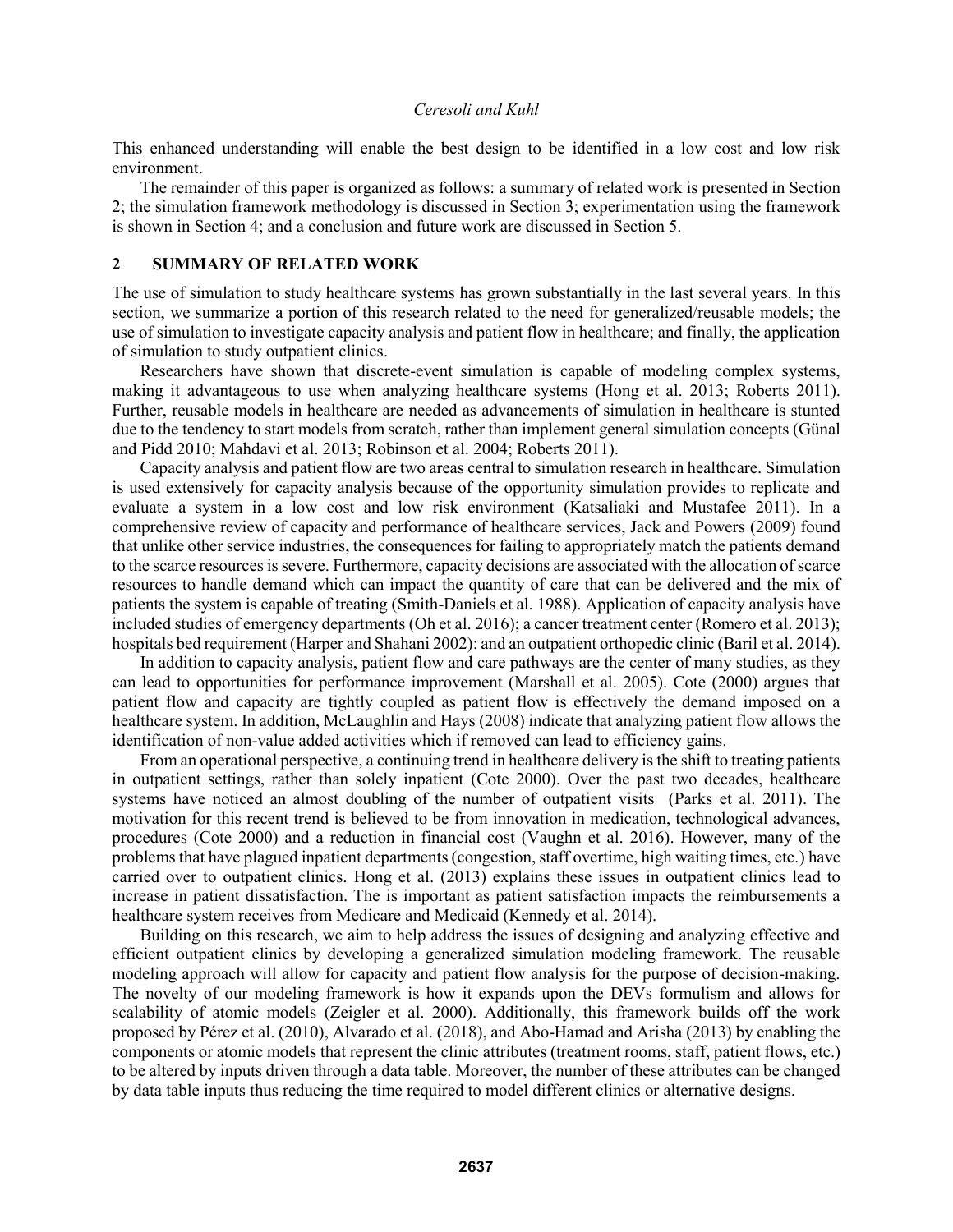This enhanced understanding will enable the best design to be identified in a low cost and low risk environment.

The remainder of this paper is organized as follows: a summary of related work is presented in Section 2; the simulation framework methodology is discussed in Section 3; experimentation using the framework is shown in Section 4; and a conclusion and future work are discussed in Section 5.

## 2 SUMMARY OF RELATED WORK

The use of simulation to study healthcare systems has grown substantially in the last several years. In this section, we summarize a portion of this research related to the need for generalized/reusable models; the use of simulation to investigate capacity analysis and patient flow in healthcare; and finally, the application of simulation to study outpatient clinics.

Researchers have shown that discrete-event simulation is capable of modeling complex systems, making it advantageous to use when analyzing healthcare systems (Hong et al. 2013; Roberts 2011). Further, reusable models in healthcare are needed as advancements of simulation in healthcare is stunted due to the tendency to start models from scratch, rather than implement general simulation concepts (Günal and Pidd 2010; Mahdavi et al. 2013; Robinson et al. 2004; Roberts 2011).

Capacity analysis and patient flow are two areas central to simulation research in healthcare. Simulation is used extensively for capacity analysis because of the opportunity simulation provides to replicate and evaluate a system in a low cost and low risk environment (Katsaliaki and Mustafee 2011). In a comprehensive review of capacity and performance of healthcare services, Jack and Powers (2009) found that unlike other service industries, the consequences for failing to appropriately match the patients demand to the scarce resources is severe. Furthermore, capacity decisions are associated with the allocation of scarce resources to handle demand which can impact the quantity of care that can be delivered and the mix of patients the system is capable of treating (Smith-Daniels et al. 1988). Application of capacity analysis have included studies of emergency departments (Oh et al. 2016); a cancer treatment center (Romero et al. 2013); hospitals bed requirement (Harper and Shahani 2002): and an outpatient orthopedic clinic (Baril et al. 2014).

In addition to capacity analysis, patient flow and care pathways are the center of many studies, as they can lead to opportunities for performance improvement (Marshall et al. 2005). Cote (2000) argues that patient flow and capacity are tightly coupled as patient flow is effectively the demand imposed on a healthcare system. In addition, McLaughlin and Hays (2008) indicate that analyzing patient flow allows the identification of non-value added activities which if removed can lead to efficiency gains.

From an operational perspective, a continuing trend in healthcare delivery is the shift to treating patients in outpatient settings, rather than solely inpatient (Cote 2000). Over the past two decades, healthcare systems have noticed an almost doubling of the number of outpatient visits (Parks et al. 2011). The motivation for this recent trend is believed to be from innovation in medication, technological advances, procedures (Cote 2000) and a reduction in financial cost (Vaughn et al. 2016). However, many of the problems that have plagued inpatient departments (congestion, staff overtime, high waiting times, etc.) have carried over to outpatient clinics. Hong et al. (2013) explains these issues in outpatient clinics lead to increase in patient dissatisfaction. The is important as patient satisfaction impacts the reimbursements a healthcare system receives from Medicare and Medicaid (Kennedy et al. 2014).

Building on this research, we aim to help address the issues of designing and analyzing effective and efficient outpatient clinics by developing a generalized simulation modeling framework. The reusable modeling approach will allow for capacity and patient flow analysis for the purpose of decision-making. The novelty of our modeling framework is how it expands upon the DEVs formulism and allows for scalability of atomic models (Zeigler et al. 2000). Additionally, this framework builds off the work proposed by Pérez et al. (2010), Alvarado et al. (2018), and Abo-Hamad and Arisha (2013) by enabling the components or atomic models that represent the clinic attributes (treatment rooms, staff, patient flows, etc.) to be altered by inputs driven through a data table. Moreover, the number of these attributes can be changed by data table inputs thus reducing the time required to model different clinics or alternative designs.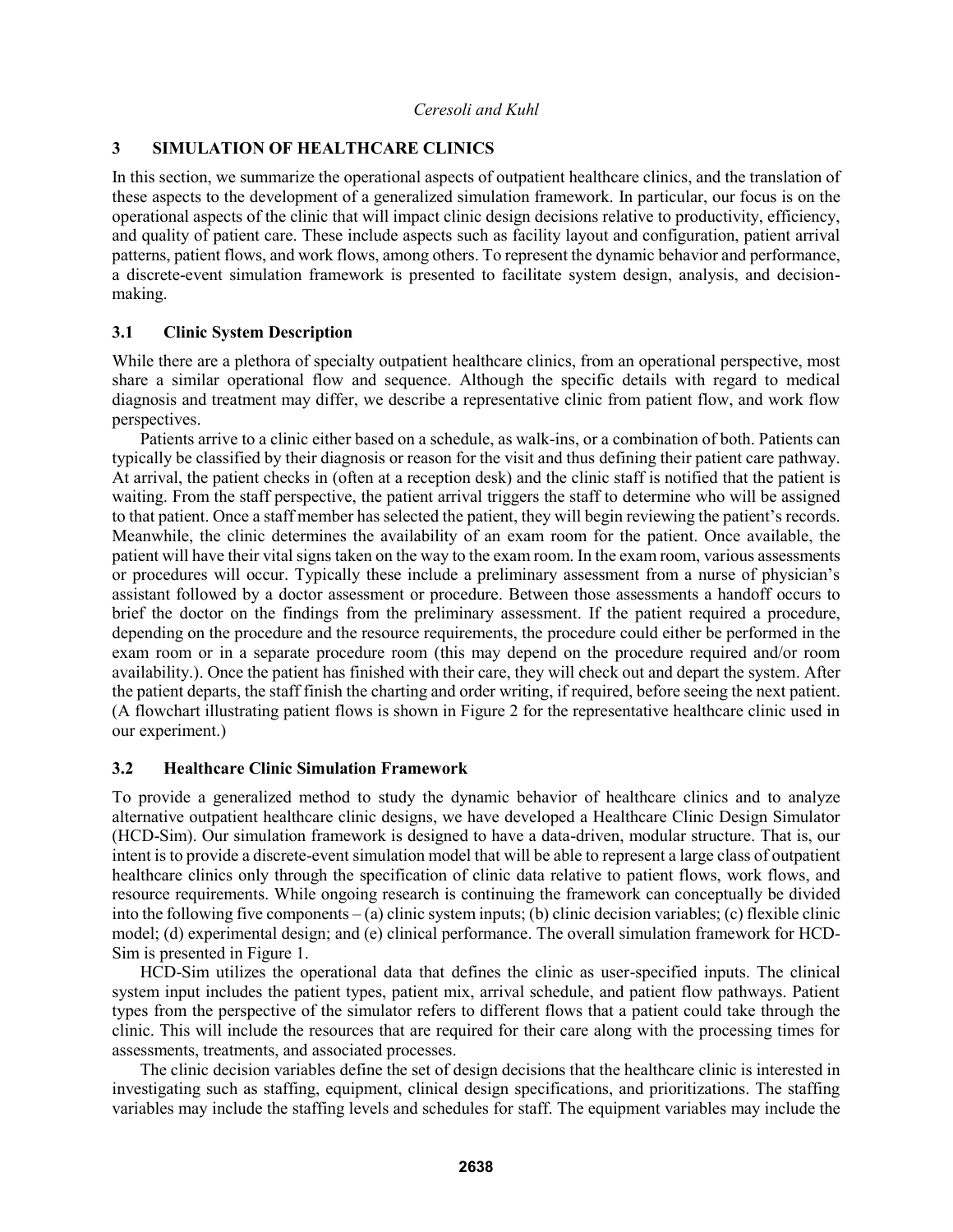## 3 SIMULATION OF HEALTHCARE CLINICS

In this section, we summarize the operational aspects of outpatient healthcare clinics, and the translation of these aspects to the development of a generalized simulation framework. In particular, our focus is on the operational aspects of the clinic that will impact clinic design decisions relative to productivity, efficiency, and quality of patient care. These include aspects such as facility layout and configuration, patient arrival patterns, patient flows, and work flows, among others. To represent the dynamic behavior and performance, a discrete-event simulation framework is presented to facilitate system design, analysis, and decision-making.

### 3.1 Clinic System Description

While there are a plethora of specialty outpatient healthcare clinics, from an operational perspective, most share a similar operational flow and sequence. Although the specific details with regard to medical diagnosis and treatment may differ, we describe a representative clinic from patient flow, and work flow perspectives.

Patients arrive to a clinic either based on a schedule, as walk-ins, or a combination of both. Patients can typically be classified by their diagnosis or reason for the visit and thus defining their patient care pathway. At arrival, the patient checks in (often at a reception desk) and the clinic staff is notified that the patient is waiting. From the staff perspective, the patient arrival triggers the staff to determine who will be assigned to that patient. Once a staff member has selected the patient, they will begin reviewing the patient's records. Meanwhile, the clinic determines the availability of an exam room for the patient. Once available, the patient will have their vital signs taken on the way to the exam room. In the exam room, various assessments or procedures will occur. Typically these include a preliminary assessment from a nurse of physician's assistant followed by a doctor assessment or procedure. Between those assessments a handoff occurs to brief the doctor on the findings from the preliminary assessment. If the patient required a procedure, depending on the procedure and the resource requirements, the procedure could either be performed in the exam room or in a separate procedure room (this may depend on the procedure required and/or room availability.). Once the patient has finished with their care, they will check out and depart the system. After the patient departs, the staff finish the charting and order writing, if required, before seeing the next patient. (A flowchart illustrating patient flows is shown in Figure 2 for the representative healthcare clinic used in our experiment.)

### 3.2 Healthcare Clinic Simulation Framework

To provide a generalized method to study the dynamic behavior of healthcare clinics and to analyze alternative outpatient healthcare clinic designs, we have developed a Healthcare Clinic Design Simulator (HCD-Sim). Our simulation framework is designed to have a data-driven, modular structure. That is, our intent is to provide a discrete-event simulation model that will be able to represent a large class of outpatient healthcare clinics only through the specification of clinic data relative to patient flows, work flows, and resource requirements. While ongoing research is continuing the framework can conceptually be divided into the following five components – (a) clinic system inputs; (b) clinic decision variables; (c) flexible clinic model; (d) experimental design; and (e) clinical performance. The overall simulation framework for HCD-Sim is presented in Figure 1.

HCD-Sim utilizes the operational data that defines the clinic as user-specified inputs. The clinical system input includes the patient types, patient mix, arrival schedule, and patient flow pathways. Patient types from the perspective of the simulator refers to different flows that a patient could take through the clinic. This will include the resources that are required for their care along with the processing times for assessments, treatments, and associated processes.

The clinic decision variables define the set of design decisions that the healthcare clinic is interested in investigating such as staffing, equipment, clinical design specifications, and prioritizations. The staffing variables may include the staffing levels and schedules for staff. The equipment variables may include the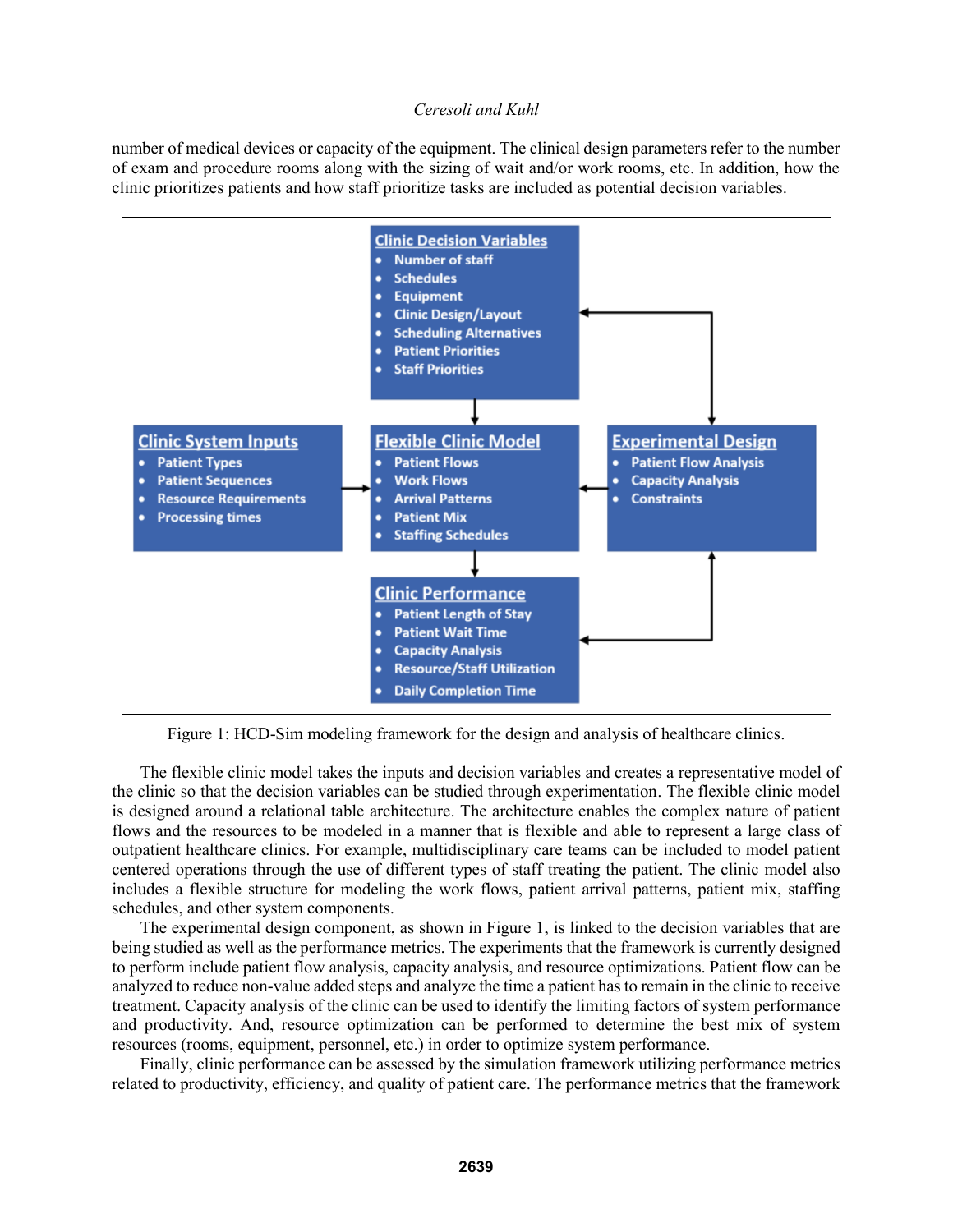number of medical devices or capacity of the equipment. The clinical design parameters refer to the number of exam and procedure rooms along with the sizing of wait and/or work rooms, etc. In addition, how the clinic prioritizes patients and how staff prioritize tasks are included as potential decision variables.

**Clinic Decision Variables**
- Number of staff
- Schedules
- Equipment
- Clinic Design/Layout
- Scheduling Alternatives
- Patient Priorities
- Staff Priorities

**Clinic System Inputs**
- Patient Types
- Patient Sequences
- Resource Requirements
- Processing times

**Flexible Clinic Model**
- Patient Flows
- Work Flows
- Arrival Patterns
- Patient Mix
- Staffing Schedules

**Experimental Design**
- Patient Flow Analysis
- Capacity Analysis
- Constraints

**Clinic Performance**
- Patient Length of Stay
- Patient Wait Time
- Capacity Analysis
- Resource/Staff Utilization
- Daily Completion Time

Figure 1: HCD-Sim modeling framework for the design and analysis of healthcare clinics.

The flexible clinic model takes the inputs and decision variables and creates a representative model of the clinic so that the decision variables can be studied through experimentation. The flexible clinic model is designed around a relational table architecture. The architecture enables the complex nature of patient flows and the resources to be modeled in a manner that is flexible and able to represent a large class of outpatient healthcare clinics. For example, multidisciplinary care teams can be included to model patient centered operations through the use of different types of staff treating the patient. The clinic model also includes a flexible structure for modeling the work flows, patient arrival patterns, patient mix, staffing schedules, and other system components.

The experimental design component, as shown in Figure 1, is linked to the decision variables that are being studied as well as the performance metrics. The experiments that the framework is currently designed to perform include patient flow analysis, capacity analysis, and resource optimizations. Patient flow can be analyzed to reduce non-value added steps and analyze the time a patient has to remain in the clinic to receive treatment. Capacity analysis of the clinic can be used to identify the limiting factors of system performance and productivity. And, resource optimization can be performed to determine the best mix of system resources (rooms, equipment, personnel, etc.) in order to optimize system performance.

Finally, clinic performance can be assessed by the simulation framework utilizing performance metrics related to productivity, efficiency, and quality of patient care. The performance metrics that the framework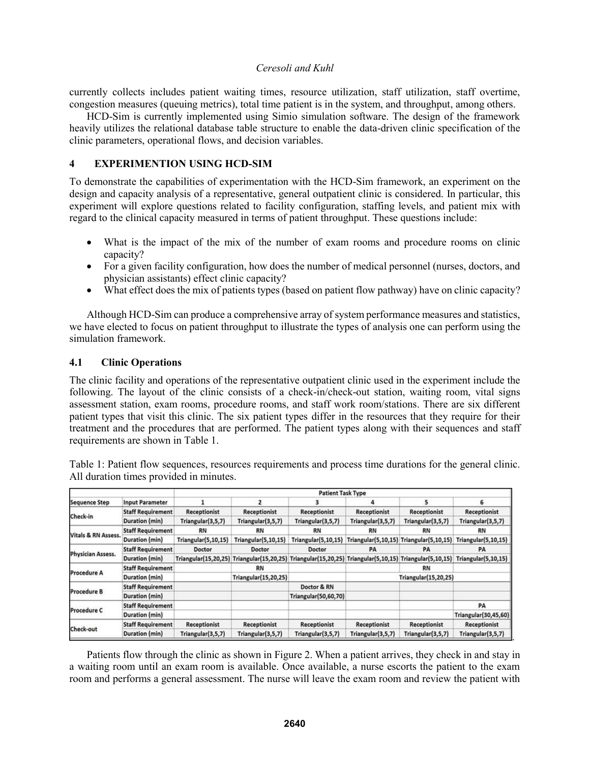currently collects includes patient waiting times, resource utilization, staff utilization, staff overtime, congestion measures (queuing metrics), total time patient is in the system, and throughput, among others.

HCD-Sim is currently implemented using Simio simulation software. The design of the framework heavily utilizes the relational database table structure to enable the data-driven clinic specification of the clinic parameters, operational flows, and decision variables.

## 4 EXPERIMENTION USING HCD-SIM

To demonstrate the capabilities of experimentation with the HCD-Sim framework, an experiment on the design and capacity analysis of a representative, general outpatient clinic is considered. In particular, this experiment will explore questions related to facility configuration, staffing levels, and patient mix with regard to the clinical capacity measured in terms of patient throughput. These questions include:

- What is the impact of the mix of the number of exam rooms and procedure rooms on clinic capacity?
- For a given facility configuration, how does the number of medical personnel (nurses, doctors, and physician assistants) effect clinic capacity?
- What effect does the mix of patients types (based on patient flow pathway) have on clinic capacity?

Although HCD-Sim can produce a comprehensive array of system performance measures and statistics, we have elected to focus on patient throughput to illustrate the types of analysis one can perform using the simulation framework.

### 4.1 Clinic Operations

The clinic facility and operations of the representative outpatient clinic used in the experiment include the following. The layout of the clinic consists of a check-in/check-out station, waiting room, vital signs assessment station, exam rooms, procedure rooms, and staff work room/stations. There are six different patient types that visit this clinic. The six patient types differ in the resources that they require for their treatment and the procedures that are performed. The patient types along with their sequences and staff requirements are shown in Table 1.

Table 1: Patient flow sequences, resources requirements and process time durations for the general clinic. All duration times provided in minutes.

| | | Patient Task Type | | | | | |
|---|---|---|---|---|---|---|---|
| Sequence Step | Input Parameter | 1 | 2 | 3 | 4 | 5 | 6 |
| Check-in | Staff Requirement | Receptionist | Receptionist | Receptionist | Receptionist | Receptionist | Receptionist |
| | Duration (min) | Triangular(3,5,7) | Triangular(3,5,7) | Triangular(3,5,7) | Triangular(3,5,7) | Triangular(3,5,7) | Triangular(3,5,7) |
| Vitals & RN Assess. | Staff Requirement | RN | RN | RN | RN | RN | RN |
| | Duration (min) | Triangular(5,10,15) | Triangular(5,10,15) | Triangular(5,10,15) | Triangular(5,10,15) | Triangular(5,10,15) | Triangular(5,10,15) |
| Physician Assess. | Staff Requirement | Doctor | Doctor | Doctor | PA | PA | PA |
| | Duration (min) | Triangular(15,20,25) | Triangular(15,20,25) | Triangular(15,20,25) | Triangular(5,10,15) | Triangular(5,10,15) | Triangular(5,10,15) |
| Procedure A | Staff Requirement | | RN | | | RN | |
| | Duration (min) | | Triangular(15,20,25) | | | Triangular(15,20,25) | |
| Procedure B | Staff Requirement | | | Doctor & RN | | | |
| | Duration (min) | | | Triangular(50,60,70) | | | |
| Procedure C | Staff Requirement | | | | | | PA |
| | Duration (min) | | | | | | Triangular(30,45,60) |
| Check-out | Staff Requirement | Receptionist | Receptionist | Receptionist | Receptionist | Receptionist | Receptionist |
| | Duration (min) | Triangular(3,5,7) | Triangular(3,5,7) | Triangular(3,5,7) | Triangular(3,5,7) | Triangular(3,5,7) | Triangular(3,5,7) |

Patients flow through the clinic as shown in Figure 2. When a patient arrives, they check in and stay in a waiting room until an exam room is available. Once available, a nurse escorts the patient to the exam room and performs a general assessment. The nurse will leave the exam room and review the patient with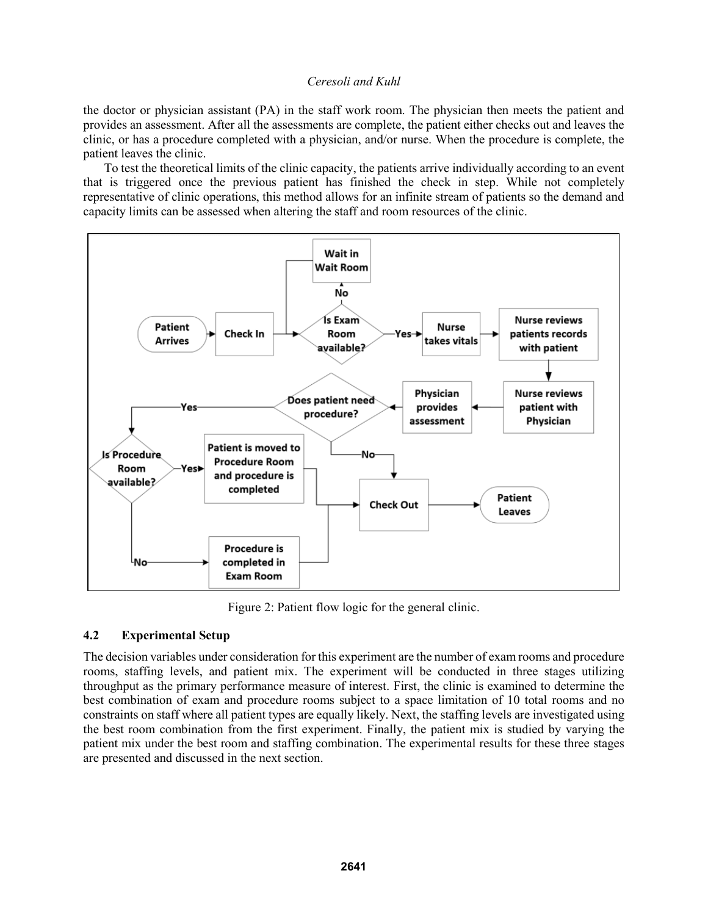the doctor or physician assistant (PA) in the staff work room. The physician then meets the patient and provides an assessment. After all the assessments are complete, the patient either checks out and leaves the clinic, or has a procedure completed with a physician, and/or nurse. When the procedure is complete, the patient leaves the clinic.

To test the theoretical limits of the clinic capacity, the patients arrive individually according to an event that is triggered once the previous patient has finished the check in step. While not completely representative of clinic operations, this method allows for an infinite stream of patients so the demand and capacity limits can be assessed when altering the staff and room resources of the clinic.

Figure 2: Patient flow logic for the general clinic.

### 4.2 Experimental Setup

The decision variables under consideration for this experiment are the number of exam rooms and procedure rooms, staffing levels, and patient mix. The experiment will be conducted in three stages utilizing throughput as the primary performance measure of interest. First, the clinic is examined to determine the best combination of exam and procedure rooms subject to a space limitation of 10 total rooms and no constraints on staff where all patient types are equally likely. Next, the staffing levels are investigated using the best room combination from the first experiment. Finally, the patient mix is studied by varying the patient mix under the best room and staffing combination. The experimental results for these three stages are presented and discussed in the next section.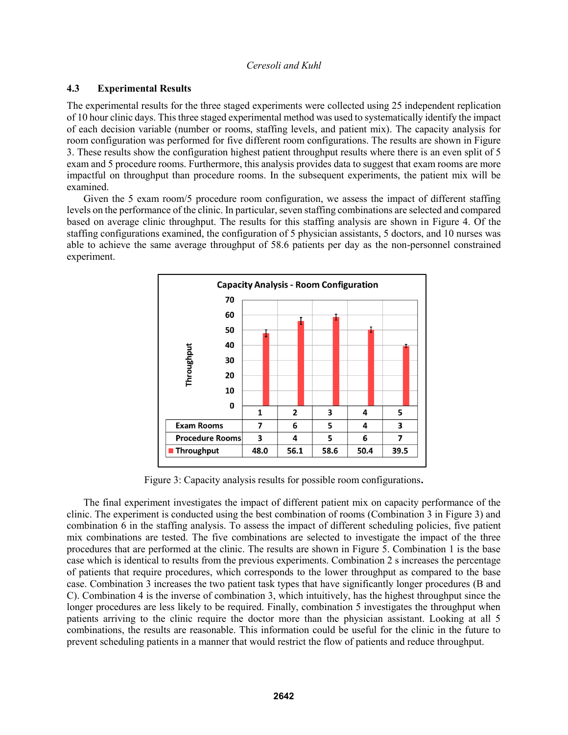### 4.3 Experimental Results

The experimental results for the three staged experiments were collected using 25 independent replication of 10 hour clinic days. This three staged experimental method was used to systematically identify the impact of each decision variable (number or rooms, staffing levels, and patient mix). The capacity analysis for room configuration was performed for five different room configurations. The results are shown in Figure 3. These results show the configuration highest patient throughput results where there is an even split of 5 exam and 5 procedure rooms. Furthermore, this analysis provides data to suggest that exam rooms are more impactful on throughput than procedure rooms. In the subsequent experiments, the patient mix will be examined.

Given the 5 exam room/5 procedure room configuration, we assess the impact of different staffing levels on the performance of the clinic. In particular, seven staffing combinations are selected and compared based on average clinic throughput. The results for this staffing analysis are shown in Figure 4. Of the staffing configurations examined, the configuration of 5 physician assistants, 5 doctors, and 10 nurses was able to achieve the same average throughput of 58.6 patients per day as the non-personnel constrained experiment.

**Capacity Analysis - Room Configuration**

| | 1 | 2 | 3 | 4 | 5 |
|---|---|---|---|---|---|
| Exam Rooms | 7 | 6 | 5 | 4 | 3 |
| Procedure Rooms | 3 | 4 | 5 | 6 | 7 |
| Throughput | 48.0 | 56.1 | 58.6 | 50.4 | 39.5 |

Figure 3: Capacity analysis results for possible room configurations**.**

The final experiment investigates the impact of different patient mix on capacity performance of the clinic. The experiment is conducted using the best combination of rooms (Combination 3 in Figure 3) and combination 6 in the staffing analysis. To assess the impact of different scheduling policies, five patient mix combinations are tested. The five combinations are selected to investigate the impact of the three procedures that are performed at the clinic. The results are shown in Figure 5. Combination 1 is the base case which is identical to results from the previous experiments. Combination 2 s increases the percentage of patients that require procedures, which corresponds to the lower throughput as compared to the base case. Combination 3 increases the two patient task types that have significantly longer procedures (B and C). Combination 4 is the inverse of combination 3, which intuitively, has the highest throughput since the longer procedures are less likely to be required. Finally, combination 5 investigates the throughput when patients arriving to the clinic require the doctor more than the physician assistant. Looking at all 5 combinations, the results are reasonable. This information could be useful for the clinic in the future to prevent scheduling patients in a manner that would restrict the flow of patients and reduce throughput.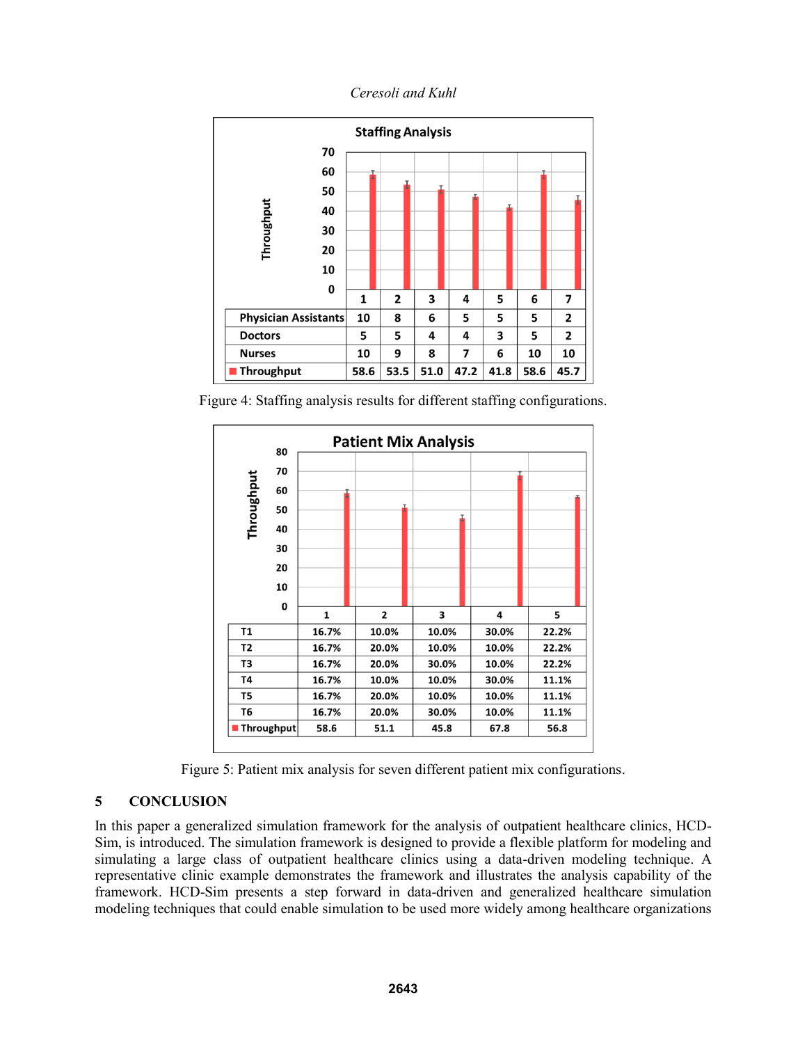**Staffing Analysis**

| | 1 | 2 | 3 | 4 | 5 | 6 | 7 |
|---|---|---|---|---|---|---|---|
| Physician Assistants | 10 | 8 | 6 | 5 | 5 | 5 | 2 |
| Doctors | 5 | 5 | 4 | 4 | 3 | 5 | 2 |
| Nurses | 10 | 9 | 8 | 7 | 6 | 10 | 10 |
| Throughput | 58.6 | 53.5 | 51.0 | 47.2 | 41.8 | 58.6 | 45.7 |

Figure 4: Staffing analysis results for different staffing configurations.

**Patient Mix Analysis**

| | 1 | 2 | 3 | 4 | 5 |
|---|---|---|---|---|---|
| T1 | 16.7% | 10.0% | 10.0% | 30.0% | 22.2% |
| T2 | 16.7% | 20.0% | 10.0% | 10.0% | 22.2% |
| T3 | 16.7% | 20.0% | 30.0% | 10.0% | 22.2% |
| T4 | 16.7% | 10.0% | 10.0% | 30.0% | 11.1% |
| T5 | 16.7% | 20.0% | 10.0% | 10.0% | 11.1% |
| T6 | 16.7% | 20.0% | 30.0% | 10.0% | 11.1% |
| Throughput | 58.6 | 51.1 | 45.8 | 67.8 | 56.8 |

Figure 5: Patient mix analysis for seven different patient mix configurations.

## 5 CONCLUSION

In this paper a generalized simulation framework for the analysis of outpatient healthcare clinics, HCD-Sim, is introduced. The simulation framework is designed to provide a flexible platform for modeling and simulating a large class of outpatient healthcare clinics using a data-driven modeling technique. A representative clinic example demonstrates the framework and illustrates the analysis capability of the framework. HCD-Sim presents a step forward in data-driven and generalized healthcare simulation modeling techniques that could enable simulation to be used more widely among healthcare organizations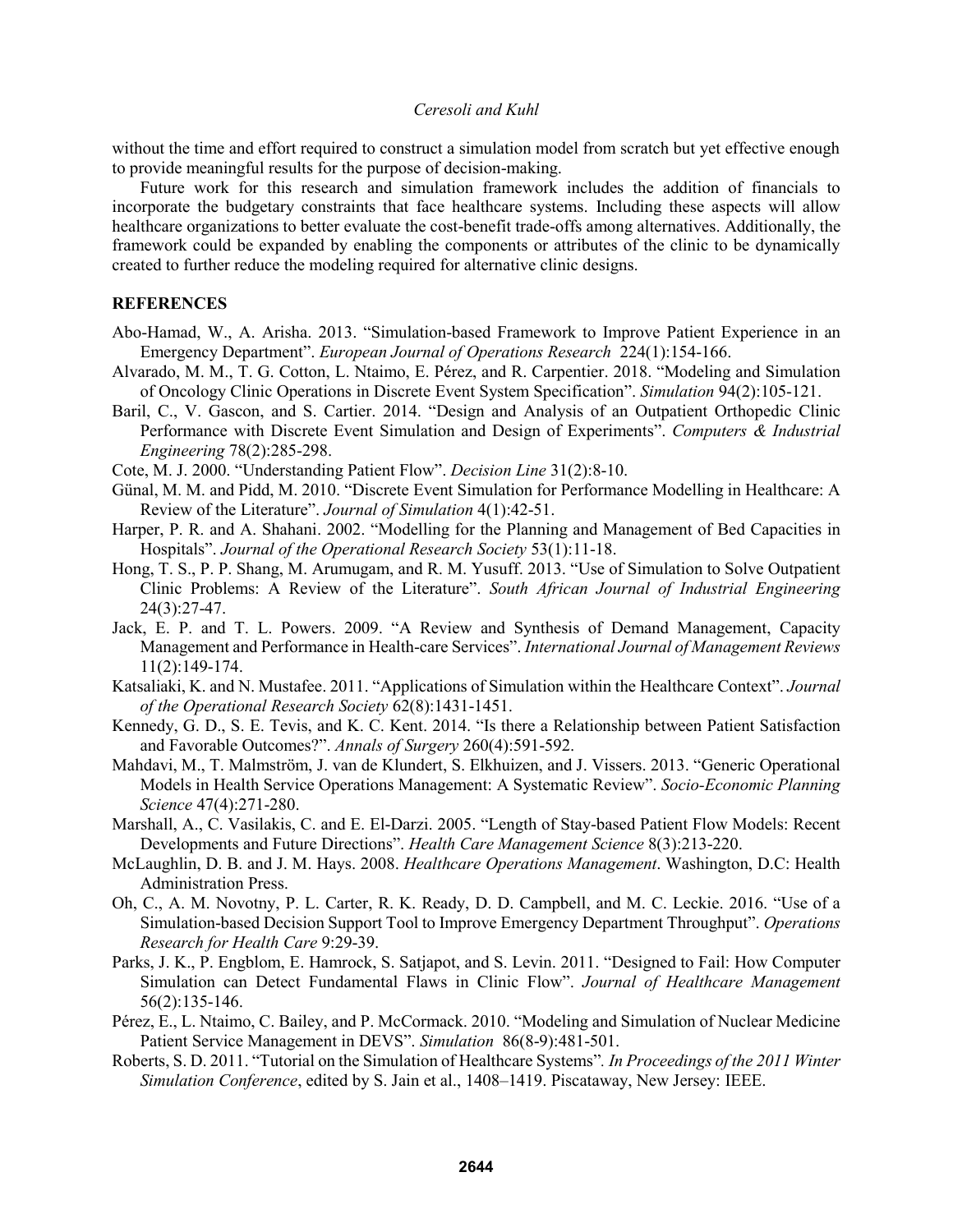without the time and effort required to construct a simulation model from scratch but yet effective enough to provide meaningful results for the purpose of decision-making.

Future work for this research and simulation framework includes the addition of financials to incorporate the budgetary constraints that face healthcare systems. Including these aspects will allow healthcare organizations to better evaluate the cost-benefit trade-offs among alternatives. Additionally, the framework could be expanded by enabling the components or attributes of the clinic to be dynamically created to further reduce the modeling required for alternative clinic designs.

## REFERENCES

Abo-Hamad, W., A. Arisha. 2013. "Simulation-based Framework to Improve Patient Experience in an Emergency Department". *European Journal of Operations Research* 224(1):154-166.

Alvarado, M. M., T. G. Cotton, L. Ntaimo, E. Pérez, and R. Carpentier. 2018. "Modeling and Simulation of Oncology Clinic Operations in Discrete Event System Specification". *Simulation* 94(2):105-121.

Baril, C., V. Gascon, and S. Cartier. 2014. "Design and Analysis of an Outpatient Orthopedic Clinic Performance with Discrete Event Simulation and Design of Experiments". *Computers & Industrial Engineering* 78(2):285-298.

Cote, M. J. 2000. "Understanding Patient Flow". *Decision Line* 31(2):8-10.

Günal, M. M. and Pidd, M. 2010. "Discrete Event Simulation for Performance Modelling in Healthcare: A Review of the Literature". *Journal of Simulation* 4(1):42-51.

Harper, P. R. and A. Shahani. 2002. "Modelling for the Planning and Management of Bed Capacities in Hospitals". *Journal of the Operational Research Society* 53(1):11-18.

Hong, T. S., P. P. Shang, M. Arumugam, and R. M. Yusuff. 2013. "Use of Simulation to Solve Outpatient Clinic Problems: A Review of the Literature". *South African Journal of Industrial Engineering* 24(3):27-47.

Jack, E. P. and T. L. Powers. 2009. "A Review and Synthesis of Demand Management, Capacity Management and Performance in Health-care Services". *International Journal of Management Reviews* 11(2):149-174.

Katsaliaki, K. and N. Mustafee. 2011. "Applications of Simulation within the Healthcare Context". *Journal of the Operational Research Society* 62(8):1431-1451.

Kennedy, G. D., S. E. Tevis, and K. C. Kent. 2014. "Is there a Relationship between Patient Satisfaction and Favorable Outcomes?". *Annals of Surgery* 260(4):591-592.

Mahdavi, M., T. Malmström, J. van de Klundert, S. Elkhuizen, and J. Vissers. 2013. "Generic Operational Models in Health Service Operations Management: A Systematic Review". *Socio-Economic Planning Science* 47(4):271-280.

Marshall, A., C. Vasilakis, C. and E. El-Darzi. 2005. "Length of Stay-based Patient Flow Models: Recent Developments and Future Directions". *Health Care Management Science* 8(3):213-220.

McLaughlin, D. B. and J. M. Hays. 2008. *Healthcare Operations Management*. Washington, D.C: Health Administration Press.

Oh, C., A. M. Novotny, P. L. Carter, R. K. Ready, D. D. Campbell, and M. C. Leckie. 2016. "Use of a Simulation-based Decision Support Tool to Improve Emergency Department Throughput". *Operations Research for Health Care* 9:29-39.

Parks, J. K., P. Engblom, E. Hamrock, S. Satjapot, and S. Levin. 2011. "Designed to Fail: How Computer Simulation can Detect Fundamental Flaws in Clinic Flow". *Journal of Healthcare Management* 56(2):135-146.

Pérez, E., L. Ntaimo, C. Bailey, and P. McCormack. 2010. "Modeling and Simulation of Nuclear Medicine Patient Service Management in DEVS". *Simulation* 86(8-9):481-501.

Roberts, S. D. 2011. "Tutorial on the Simulation of Healthcare Systems". *In Proceedings of the 2011 Winter Simulation Conference*, edited by S. Jain et al., 1408–1419. Piscataway, New Jersey: IEEE.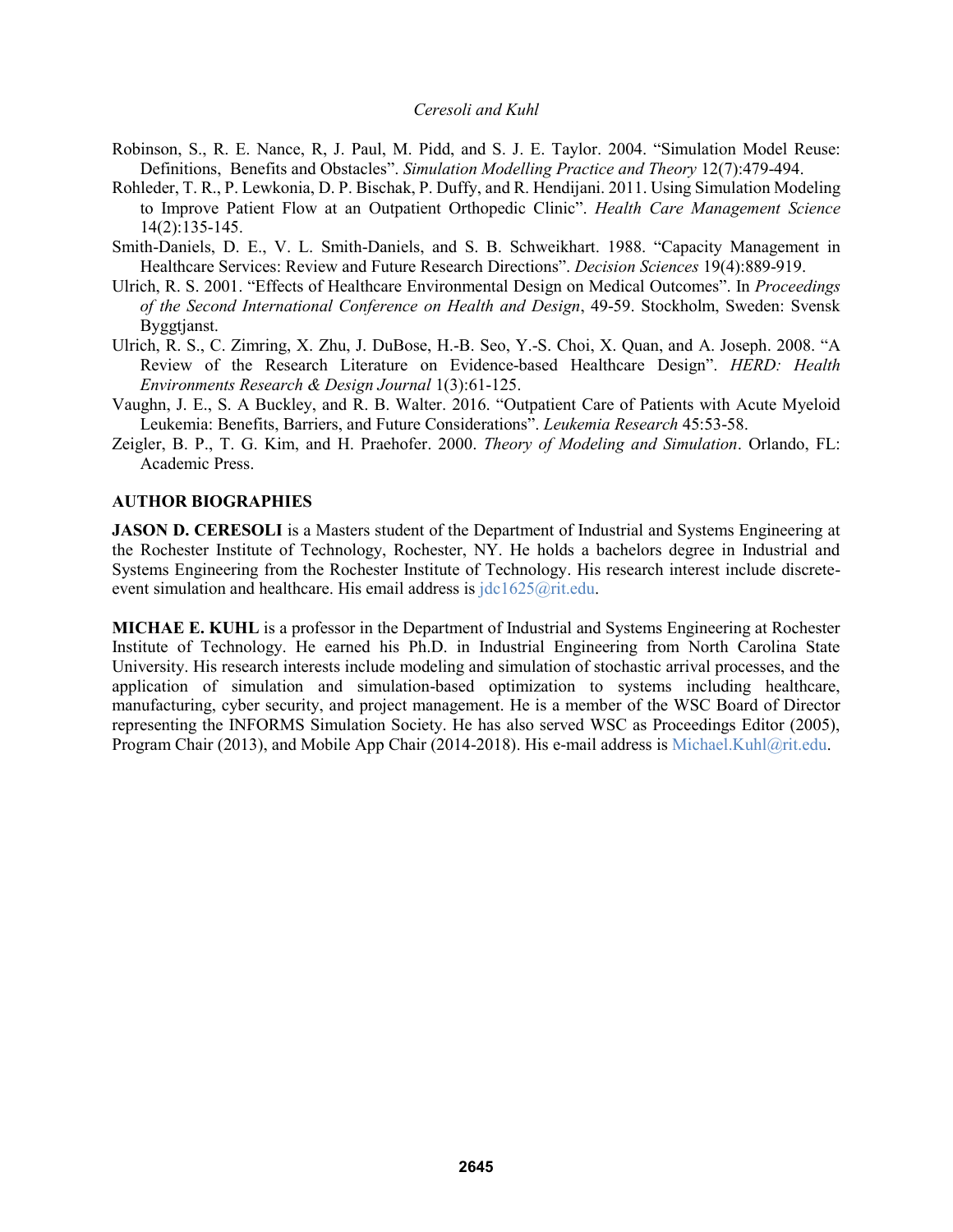Robinson, S., R. E. Nance, R, J. Paul, M. Pidd, and S. J. E. Taylor. 2004. "Simulation Model Reuse: Definitions, Benefits and Obstacles". *Simulation Modelling Practice and Theory* 12(7):479-494.

Rohleder, T. R., P. Lewkonia, D. P. Bischak, P. Duffy, and R. Hendijani. 2011. Using Simulation Modeling to Improve Patient Flow at an Outpatient Orthopedic Clinic". *Health Care Management Science* 14(2):135-145.

Smith-Daniels, D. E., V. L. Smith-Daniels, and S. B. Schweikhart. 1988. "Capacity Management in Healthcare Services: Review and Future Research Directions". *Decision Sciences* 19(4):889-919.

Ulrich, R. S. 2001. "Effects of Healthcare Environmental Design on Medical Outcomes". In *Proceedings of the Second International Conference on Health and Design*, 49-59. Stockholm, Sweden: Svensk Byggtjanst.

Ulrich, R. S., C. Zimring, X. Zhu, J. DuBose, H.-B. Seo, Y.-S. Choi, X. Quan, and A. Joseph. 2008. "A Review of the Research Literature on Evidence-based Healthcare Design". *HERD: Health Environments Research & Design Journal* 1(3):61-125.

Vaughn, J. E., S. A Buckley, and R. B. Walter. 2016. "Outpatient Care of Patients with Acute Myeloid Leukemia: Benefits, Barriers, and Future Considerations". *Leukemia Research* 45:53-58.

Zeigler, B. P., T. G. Kim, and H. Praehofer. 2000. *Theory of Modeling and Simulation*. Orlando, FL: Academic Press.

## AUTHOR BIOGRAPHIES

**JASON D. CERESOLI** is a Masters student of the Department of Industrial and Systems Engineering at the Rochester Institute of Technology, Rochester, NY. He holds a bachelors degree in Industrial and Systems Engineering from the Rochester Institute of Technology. His research interest include discrete-event simulation and healthcare. His email address is jdc1625@rit.edu.

**MICHAE E. KUHL** is a professor in the Department of Industrial and Systems Engineering at Rochester Institute of Technology. He earned his Ph.D. in Industrial Engineering from North Carolina State University. His research interests include modeling and simulation of stochastic arrival processes, and the application of simulation and simulation-based optimization to systems including healthcare, manufacturing, cyber security, and project management. He is a member of the WSC Board of Director representing the INFORMS Simulation Society. He has also served WSC as Proceedings Editor (2005), Program Chair (2013), and Mobile App Chair (2014-2018). His e-mail address is Michael.Kuhl@rit.edu.